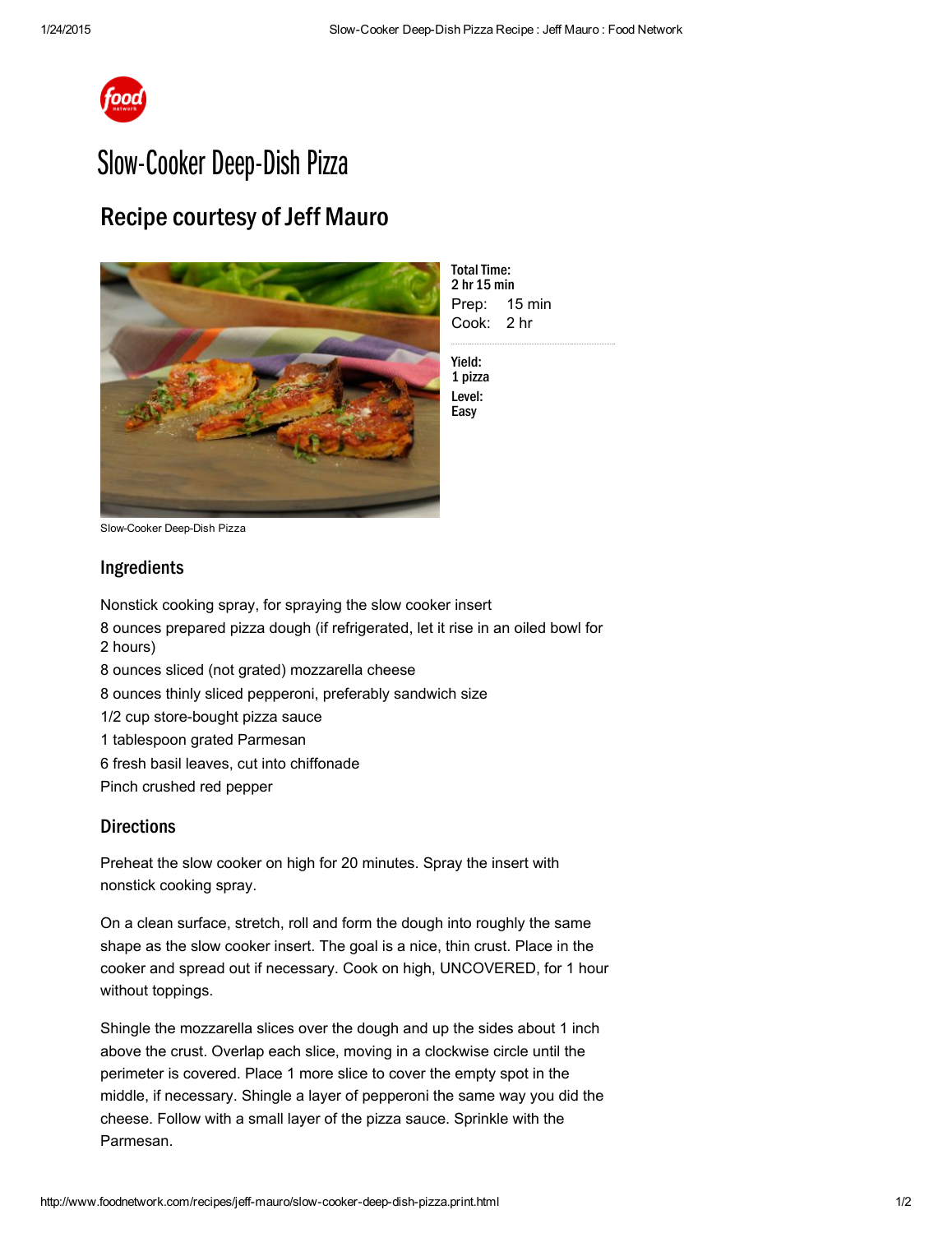# Slow-Cooker Deep-Dish Pizza

## Recipe courtesy of Jeff Mauro

Slow-Cooker Deep-Dish Pizza

**Total Time:**
**2 hr 15 min**

Prep: 15 min
Cook: 2 hr

**Yield:**
**1 pizza**

**Level:**
**Easy**

### Ingredients

Nonstick cooking spray, for spraying the slow cooker insert

8 ounces prepared pizza dough (if refrigerated, let it rise in an oiled bowl for 2 hours)

8 ounces sliced (not grated) mozzarella cheese

8 ounces thinly sliced pepperoni, preferably sandwich size

1/2 cup store-bought pizza sauce

1 tablespoon grated Parmesan

6 fresh basil leaves, cut into chiffonade

Pinch crushed red pepper

### Directions

Preheat the slow cooker on high for 20 minutes. Spray the insert with nonstick cooking spray.

On a clean surface, stretch, roll and form the dough into roughly the same shape as the slow cooker insert. The goal is a nice, thin crust. Place in the cooker and spread out if necessary. Cook on high, UNCOVERED, for 1 hour without toppings.

Shingle the mozzarella slices over the dough and up the sides about 1 inch above the crust. Overlap each slice, moving in a clockwise circle until the perimeter is covered. Place 1 more slice to cover the empty spot in the middle, if necessary. Shingle a layer of pepperoni the same way you did the cheese. Follow with a small layer of the pizza sauce. Sprinkle with the Parmesan.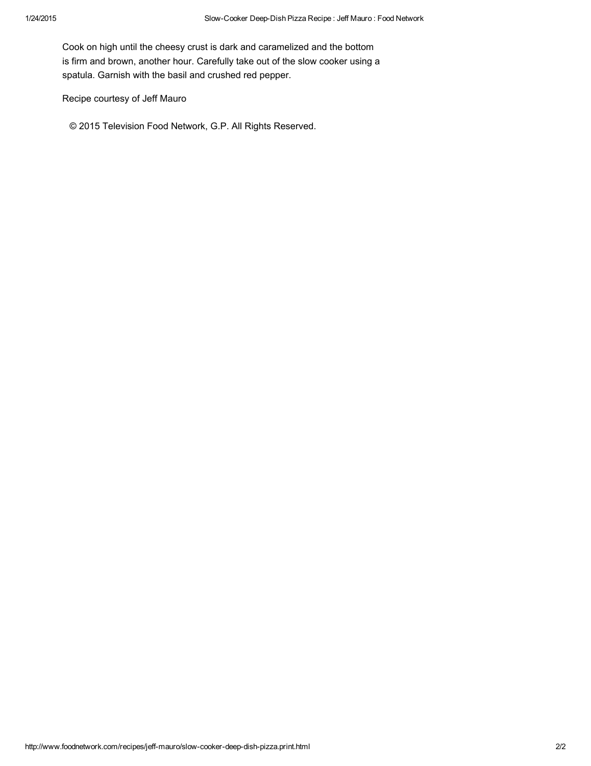Cook on high until the cheesy crust is dark and caramelized and the bottom is firm and brown, another hour. Carefully take out of the slow cooker using a spatula. Garnish with the basil and crushed red pepper.

Recipe courtesy of Jeff Mauro

© 2015 Television Food Network, G.P. All Rights Reserved.